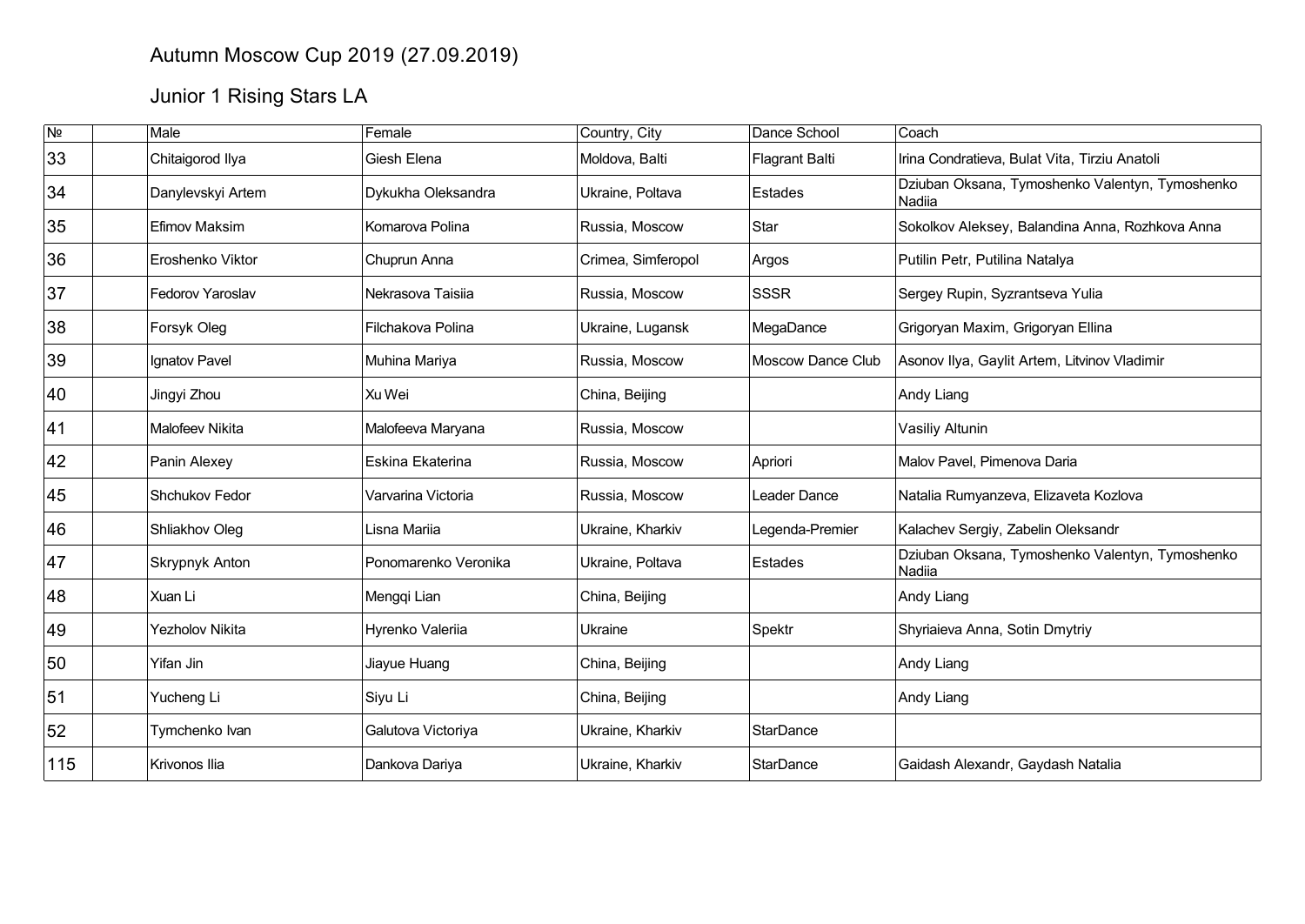# Autumn Moscow Cup 2019 (27.09.2019)

## Junior 1 Rising Stars LA

| № | | Male | Female | Country, City | Dance School | Coach |
|---|---|---|---|---|---|---|
| 33 | | Chitaigorod Ilya | Giesh Elena | Moldova, Balti | Flagrant Balti | Irina Condratieva, Bulat Vita, Tirziu Anatoli |
| 34 | | Danylevskyi Artem | Dykukha Oleksandra | Ukraine, Poltava | Estades | Dziuban Oksana, Tymoshenko Valentyn, Tymoshenko Nadiia |
| 35 | | Efimov Maksim | Komarova Polina | Russia, Moscow | Star | Sokolkov Aleksey, Balandina Anna, Rozhkova Anna |
| 36 | | Eroshenko Viktor | Chuprun Anna | Crimea, Simferopol | Argos | Putilin Petr, Putilina Natalya |
| 37 | | Fedorov Yaroslav | Nekrasova Taisiia | Russia, Moscow | SSSR | Sergey Rupin, Syzrantseva Yulia |
| 38 | | Forsyk Oleg | Filchakova Polina | Ukraine, Lugansk | MegaDance | Grigoryan Maxim, Grigoryan Ellina |
| 39 | | Ignatov Pavel | Muhina Mariya | Russia, Moscow | Moscow Dance Club | Asonov Ilya, Gaylit Artem, Litvinov Vladimir |
| 40 | | Jingyi Zhou | Xu Wei | China, Beijing | | Andy Liang |
| 41 | | Malofeev Nikita | Malofeeva Maryana | Russia, Moscow | | Vasiliy Altunin |
| 42 | | Panin Alexey | Eskina Ekaterina | Russia, Moscow | Apriori | Malov Pavel, Pimenova Daria |
| 45 | | Shchukov Fedor | Varvarina Victoria | Russia, Moscow | Leader Dance | Natalia Rumyanzeva, Elizaveta Kozlova |
| 46 | | Shliakhov Oleg | Lisna Mariia | Ukraine, Kharkiv | Legenda-Premier | Kalachev Sergiy, Zabelin Oleksandr |
| 47 | | Skrypnyk Anton | Ponomarenko Veronika | Ukraine, Poltava | Estades | Dziuban Oksana, Tymoshenko Valentyn, Tymoshenko Nadiia |
| 48 | | Xuan Li | Mengqi Lian | China, Beijing | | Andy Liang |
| 49 | | Yezholov Nikita | Hyrenko Valeriia | Ukraine | Spektr | Shyriaieva Anna, Sotin Dmytriy |
| 50 | | Yifan Jin | Jiayue Huang | China, Beijing | | Andy Liang |
| 51 | | Yucheng Li | Siyu Li | China, Beijing | | Andy Liang |
| 52 | | Tymchenko Ivan | Galutova Victoriya | Ukraine, Kharkiv | StarDance | |
| 115 | | Krivonos Ilia | Dankova Dariya | Ukraine, Kharkiv | StarDance | Gaidash Alexandr, Gaydash Natalia |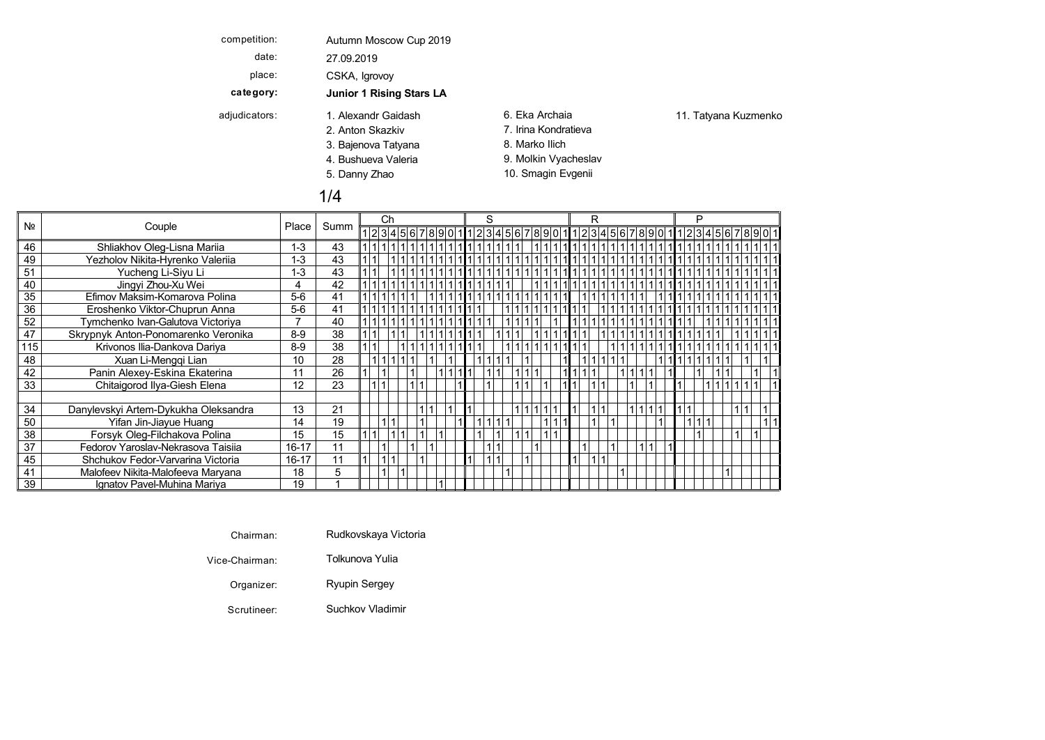competition: Autumn Moscow Cup 2019

date: 27.09.2019

place: CSKA, Igrovoy

**category: Junior 1 Rising Stars LA**

adjudicators:
1. Alexandr Gaidash
2. Anton Skazkiv
3. Bajenova Tatyana
4. Bushueva Valeria
5. Danny Zhao
6. Eka Archaia
7. Irina Kondratieva
8. Marko Ilich
9. Molkin Vyacheslav
10. Smagin Evgenii
11. Tatyana Kuzmenko

## 1/4

| № | Couple | Place | Summ | Ch | | | | | | | | | | | S | | | | | | | | | | | R | | | | | | | | | | | P | | | | | | | | | | |
|---|---|---|---|---|---|---|---|---|---|---|---|---|---|---|---|---|---|---|---|---|---|---|---|---|---|---|---|---|---|---|---|---|---|---|---|---|---|---|---|---|---|---|---|---|---|---|---|
| | | | | 1 | 2 | 3 | 4 | 5 | 6 | 7 | 8 | 9 | 0 | 1 | 1 | 2 | 3 | 4 | 5 | 6 | 7 | 8 | 9 | 0 | 1 | 1 | 2 | 3 | 4 | 5 | 6 | 7 | 8 | 9 | 0 | 1 | 1 | 2 | 3 | 4 | 5 | 6 | 7 | 8 | 9 | 0 | 1 |
| 46 | Shliakhov Oleg-Lisna Mariia | 1-3 | 43 | 1 | 1 | 1 | 1 | 1 | 1 | 1 | 1 | 1 | 1 | 1 | 1 | 1 | 1 | 1 | 1 | 1 | 1 | | 1 | 1 | 1 | 1 | 1 | 1 | 1 | 1 | 1 | 1 | 1 | 1 | 1 | 1 | 1 | 1 | 1 | 1 | 1 | 1 | 1 | 1 | 1 | 1 | 1 |
| 49 | Yezholov Nikita-Hyrenko Valeriia | 1-3 | 43 | 1 | 1 | | 1 | 1 | 1 | 1 | 1 | 1 | 1 | 1 | 1 | 1 | 1 | 1 | 1 | 1 | 1 | 1 | 1 | 1 | 1 | 1 | 1 | 1 | 1 | 1 | 1 | 1 | 1 | 1 | 1 | 1 | 1 | 1 | 1 | 1 | 1 | 1 | 1 | 1 | 1 | 1 | 1 |
| 51 | Yucheng Li-Siyu Li | 1-3 | 43 | 1 | 1 | | 1 | 1 | 1 | 1 | 1 | 1 | 1 | 1 | 1 | 1 | 1 | 1 | 1 | 1 | 1 | 1 | 1 | 1 | 1 | 1 | 1 | 1 | 1 | 1 | 1 | 1 | 1 | 1 | 1 | 1 | 1 | 1 | 1 | 1 | 1 | 1 | 1 | 1 | 1 | 1 | 1 |
| 40 | Jingyi Zhou-Xu Wei | 4 | 42 | 1 | 1 | 1 | 1 | 1 | 1 | 1 | 1 | 1 | 1 | 1 | 1 | 1 | 1 | 1 | 1 | | | 1 | 1 | 1 | 1 | 1 | 1 | 1 | 1 | 1 | 1 | 1 | 1 | 1 | 1 | 1 | 1 | 1 | 1 | 1 | 1 | 1 | 1 | 1 | 1 | 1 | 1 |
| 35 | Efimov Maksim-Komarova Polina | 5-6 | 41 | 1 | 1 | 1 | 1 | 1 | 1 | 1 | | 1 | 1 | 1 | 1 | 1 | 1 | 1 | 1 | 1 | 1 | 1 | 1 | 1 | 1 | | 1 | 1 | 1 | 1 | 1 | 1 | 1 | | 1 | 1 | 1 | 1 | 1 | 1 | 1 | 1 | 1 | 1 | 1 | 1 | 1 |
| 36 | Eroshenko Viktor-Chuprun Anna | 5-6 | 41 | 1 | 1 | 1 | 1 | 1 | 1 | 1 | 1 | 1 | 1 | 1 | 1 | 1 | | | 1 | 1 | 1 | 1 | 1 | 1 | 1 | 1 | 1 | | 1 | 1 | 1 | 1 | 1 | 1 | 1 | 1 | 1 | 1 | 1 | 1 | 1 | 1 | 1 | 1 | 1 | 1 | 1 |
| 52 | Tymchenko Ivan-Galutova Victoriya | 7 | 40 | 1 | 1 | 1 | 1 | 1 | 1 | 1 | 1 | 1 | 1 | 1 | 1 | 1 | 1 | | 1 | 1 | 1 | 1 | | | 1 | 1 | 1 | 1 | 1 | 1 | 1 | 1 | 1 | 1 | 1 | 1 | 1 | 1 | | 1 | 1 | 1 | 1 | 1 | 1 | 1 | 1 |
| 47 | Skrypnyk Anton-Ponomarenko Veronika | 8-9 | 38 | 1 | 1 | | 1 | 1 | | 1 | 1 | 1 | 1 | 1 | 1 | 1 | | 1 | 1 | 1 | | 1 | 1 | 1 | 1 | 1 | 1 | | 1 | 1 | 1 | 1 | 1 | 1 | 1 | 1 | 1 | 1 | 1 | 1 | 1 | | 1 | 1 | 1 | 1 | 1 |
| 115 | Krivonos Ilia-Dankova Dariya | 8-9 | 38 | 1 | 1 | | | 1 | 1 | 1 | 1 | 1 | 1 | 1 | 1 | 1 | | | 1 | 1 | 1 | 1 | 1 | 1 | 1 | 1 | 1 | | | 1 | 1 | 1 | 1 | 1 | 1 | 1 | 1 | 1 | 1 | 1 | 1 | 1 | 1 | 1 | 1 | 1 | 1 |
| 48 | Xuan Li-Mengqi Lian | 10 | 28 | | 1 | 1 | 1 | 1 | 1 | | 1 | | 1 | | | 1 | 1 | 1 | 1 | | 1 | | | | 1 | | 1 | 1 | 1 | 1 | 1 | | | | 1 | 1 | 1 | 1 | 1 | 1 | 1 | 1 | | 1 | | 1 | |
| 42 | Panin Alexey-Eskina Ekaterina | 11 | 26 | 1 | | 1 | | | 1 | | | 1 | 1 | 1 | 1 | | 1 | 1 | | 1 | 1 | 1 | | | 1 | 1 | 1 | 1 | | | 1 | 1 | 1 | 1 | | 1 | | | 1 | | 1 | 1 | | | 1 | | 1 |
| 33 | Chitaigorod Ilya-Giesh Elena | 12 | 23 | | 1 | 1 | | | 1 | 1 | | | | 1 | | | 1 | | | 1 | 1 | | 1 | | 1 | 1 | | 1 | 1 | | | 1 | | 1 | | | 1 | | | 1 | 1 | 1 | 1 | 1 | 1 | | 1 |
| 34 | Danylevskyi Artem-Dykukha Oleksandra | 13 | 21 | | | | | | | 1 | 1 | | 1 | | 1 | | | | | 1 | 1 | 1 | 1 | 1 | | 1 | | 1 | 1 | | | 1 | 1 | 1 | 1 | | 1 | 1 | | | | | 1 | 1 | | 1 | |
| 50 | Yifan Jin-Jiayue Huang | 14 | 19 | | | 1 | 1 | | 1 | | | | | 1 | | 1 | 1 | 1 | 1 | | | | 1 | 1 | 1 | | | 1 | | 1 | | | | | 1 | | | 1 | 1 | 1 | | | | | | 1 | 1 |
| 38 | Forsyk Oleg-Filchakova Polina | 15 | 15 | 1 | 1 | | 1 | 1 | | 1 | | 1 | | | | 1 | | 1 | | 1 | 1 | | 1 | 1 | | | | | | | | | | | | | | 1 | | | | 1 | | 1 | | | |
| 37 | Fedorov Yaroslav-Nekrasova Taisiia | 16-17 | 11 | | | 1 | | | 1 | | 1 | | | | | | 1 | 1 | | | | 1 | | | | | 1 | | | 1 | | | 1 | 1 | | 1 | | | | | | | | | | | |
| 45 | Shchukov Fedor-Varvarina Victoria | 16-17 | 11 | 1 | | 1 | 1 | | | 1 | | | | | 1 | | 1 | 1 | | | 1 | | | | | 1 | | 1 | 1 | | | | | | | | | | | | | | | | | | |
| 41 | Malofeev Nikita-Malofeeva Maryana | 18 | 5 | | | 1 | | 1 | | | | | | | | | | | 1 | | | | | | | | | | | | 1 | | | | | | | | | | | | 1 | | | | |
| 39 | Ignatov Pavel-Muhina Mariya | 19 | 1 | | | | | | | | | 1 | | | | | | | | | | | | | | | | | | | | | | | | | | | | | | | | | | | |

Chairman: Rudkovskaya Victoria

Vice-Chairman: Tolkunova Yulia

Organizer: Ryupin Sergey

Scrutineer: Suchkov Vladimir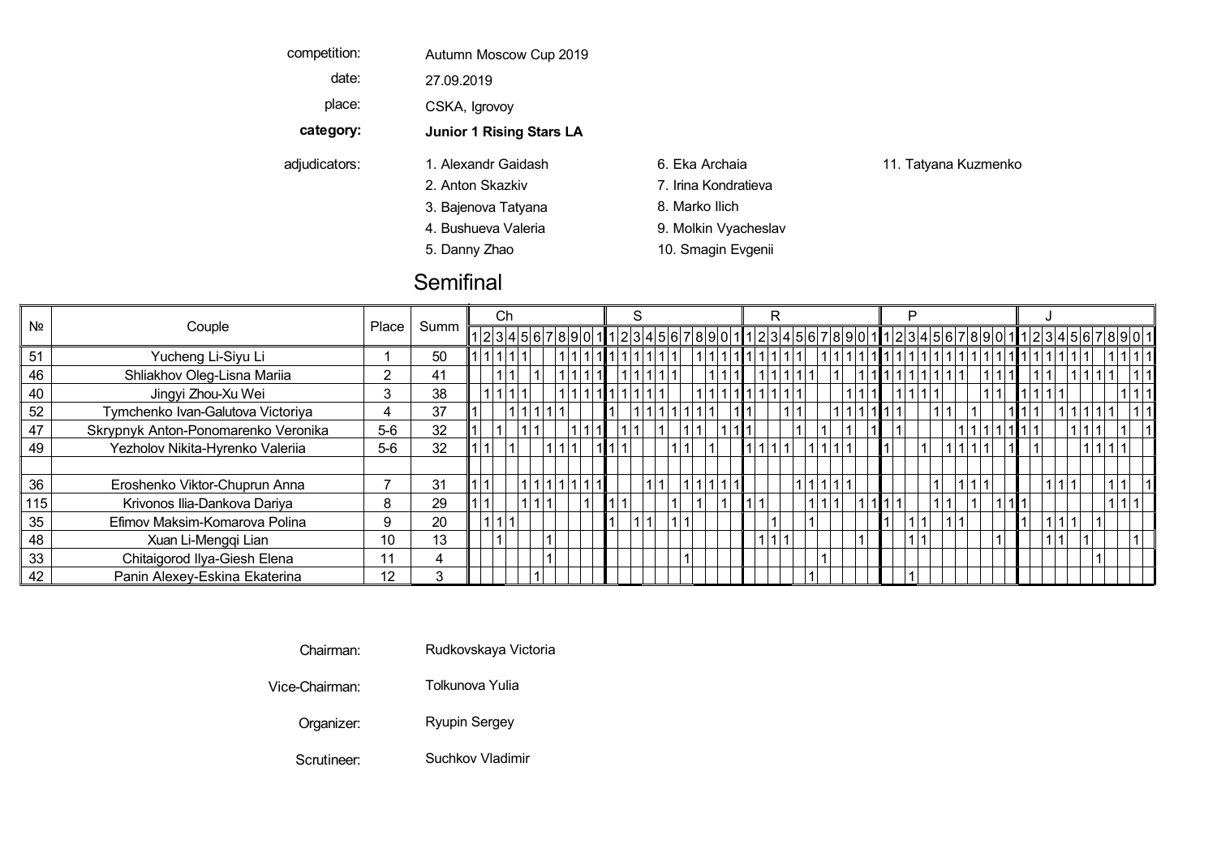| | |
|---|---|
| competition: | Autumn Moscow Cup 2019 |
| date: | 27.09.2019 |
| place: | CSKA, Igrovoy |
| **category:** | **Junior 1 Rising Stars LA** |

adjudicators:

1. Alexandr Gaidash
2. Anton Skazkiv
3. Bajenova Tatyana
4. Bushueva Valeria
5. Danny Zhao
6. Eka Archaia
7. Irina Kondratieva
8. Marko Ilich
9. Molkin Vyacheslav
10. Smagin Evgenii
11. Tatyana Kuzmenko

## Semifinal

| № | Couple | Place | Summ | Ch | | | | | | | | | | | S | | | | | | | | | | | R | | | | | | | | | | | P | | | | | | | | | | | J | | | | | | | | | | |
|---|---|---|---|---|---|---|---|---|---|---|---|---|---|---|---|---|---|---|---|---|---|---|---|---|---|---|---|---|---|---|---|---|---|---|---|---|---|---|---|---|---|---|---|---|---|---|---|---|---|---|---|---|---|---|---|---|---|---|
| | | | | 1 | 2 | 3 | 4 | 5 | 6 | 7 | 8 | 9 | 0 | 1 | 1 | 2 | 3 | 4 | 5 | 6 | 7 | 8 | 9 | 0 | 1 | 1 | 2 | 3 | 4 | 5 | 6 | 7 | 8 | 9 | 0 | 1 | 1 | 2 | 3 | 4 | 5 | 6 | 7 | 8 | 9 | 0 | 1 | 1 | 2 | 3 | 4 | 5 | 6 | 7 | 8 | 9 | 0 | 1 |
| 51 | Yucheng Li-Siyu Li | 1 | 50 | 1 | 1 | 1 | 1 | 1 | | | 1 | 1 | 1 | 1 | 1 | 1 | 1 | 1 | 1 | 1 | | 1 | 1 | 1 | 1 | 1 | 1 | 1 | 1 | 1 | | 1 | 1 | 1 | 1 | 1 | 1 | 1 | 1 | 1 | 1 | 1 | 1 | 1 | 1 | 1 | 1 | 1 | 1 | 1 | 1 | 1 | 1 | | 1 | 1 | 1 | 1 |
| 46 | Shliakhov Oleg-Lisna Mariia | 2 | 41 | | | 1 | 1 | | 1 | | 1 | 1 | 1 | 1 | | 1 | 1 | 1 | 1 | 1 | | | 1 | 1 | 1 | | 1 | 1 | 1 | 1 | 1 | | 1 | | 1 | 1 | 1 | 1 | 1 | 1 | 1 | 1 | 1 | | 1 | 1 | 1 | | 1 | 1 | | 1 | 1 | 1 | 1 | | 1 | 1 |
| 40 | Jingyi Zhou-Xu Wei | 3 | 38 | | 1 | 1 | 1 | 1 | | | 1 | 1 | 1 | 1 | 1 | 1 | 1 | 1 | 1 | | | 1 | 1 | 1 | 1 | 1 | 1 | 1 | 1 | 1 | | | | 1 | 1 | 1 | | 1 | 1 | 1 | 1 | | | | 1 | 1 | | 1 | 1 | 1 | 1 | | | | | 1 | 1 | 1 |
| 52 | Tymchenko Ivan-Galutova Victoriya | 4 | 37 | 1 | | | 1 | 1 | 1 | 1 | 1 | | | | 1 | | 1 | 1 | 1 | 1 | 1 | 1 | 1 | | 1 | 1 | | | 1 | 1 | | | 1 | 1 | 1 | 1 | 1 | 1 | | | 1 | 1 | | 1 | | | 1 | 1 | 1 | | 1 | 1 | 1 | 1 | 1 | | 1 | 1 |
| 47 | Skrypnyk Anton-Ponomarenko Veronika | 5-6 | 32 | 1 | | 1 | | 1 | 1 | | | 1 | 1 | 1 | | 1 | 1 | | 1 | | 1 | 1 | | 1 | 1 | 1 | | | | 1 | | 1 | | 1 | | 1 | | 1 | | | | | 1 | 1 | 1 | 1 | 1 | 1 | 1 | | | 1 | 1 | 1 | | 1 | | 1 |
| 49 | Yezholov Nikita-Hyrenko Valeriia | 5-6 | 32 | 1 | 1 | | 1 | | | 1 | 1 | 1 | | 1 | 1 | 1 | | | | 1 | 1 | | 1 | | | 1 | 1 | 1 | 1 | | 1 | 1 | 1 | 1 | | | 1 | | | 1 | | 1 | 1 | 1 | 1 | | 1 | | 1 | | | | 1 | 1 | 1 | 1 | | |
| | | | | | | | | | | | | | | | | | | | | | | | | | | | | | | | | | | | | | | | | | | | | | | | | | | | | | | | | | |
| 36 | Eroshenko Viktor-Chuprun Anna | 7 | 31 | 1 | 1 | | | 1 | 1 | 1 | 1 | 1 | 1 | 1 | | | | 1 | 1 | | 1 | 1 | 1 | 1 | 1 | | | | | 1 | 1 | 1 | 1 | 1 | | | | | | | 1 | | 1 | 1 | 1 | | | | | 1 | 1 | 1 | | | 1 | 1 | | 1 |
| 115 | Krivonos Ilia-Dankova Dariya | 8 | 29 | 1 | 1 | | | 1 | 1 | 1 | | | 1 | | 1 | 1 | | | | 1 | | 1 | | 1 | | 1 | 1 | | | | 1 | 1 | 1 | | 1 | 1 | 1 | 1 | | | 1 | 1 | | 1 | | 1 | 1 | 1 | | | | | | | 1 | 1 | 1 | |
| 35 | Efimov Maksim-Komarova Polina | 9 | 20 | | 1 | 1 | 1 | | | | | | | | 1 | | 1 | 1 | | 1 | 1 | | | | | | | 1 | | | 1 | | | | | | 1 | | 1 | 1 | | 1 | 1 | | | | | 1 | | 1 | 1 | 1 | | 1 | | | | |
| 48 | Xuan Li-Mengqi Lian | 10 | 13 | | | 1 | | | | 1 | | | | | | | | | | | | | | | | | 1 | 1 | 1 | | | | | | 1 | | | | 1 | 1 | | | | | | 1 | | | | 1 | 1 | | 1 | | | | 1 | |
| 33 | Chitaigorod Ilya-Giesh Elena | 11 | 4 | | | | | | | 1 | | | | | | | | | | | 1 | | | | | | | | | | | 1 | | | | | | | | | | | | | | | | | | | | | | 1 | | | | |
| 42 | Panin Alexey-Eskina Ekaterina | 12 | 3 | | | | | | 1 | | | | | | | | | | | | | | | | | | | | | | 1 | | | | | | | | 1 | | | | | | | | | | | | | | | | | | | |

| | |
|---|---|
| Chairman: | Rudkovskaya Victoria |
| Vice-Chairman: | Tolkunova Yulia |
| Organizer: | Ryupin Sergey |
| Scrutineer: | Suchkov Vladimir |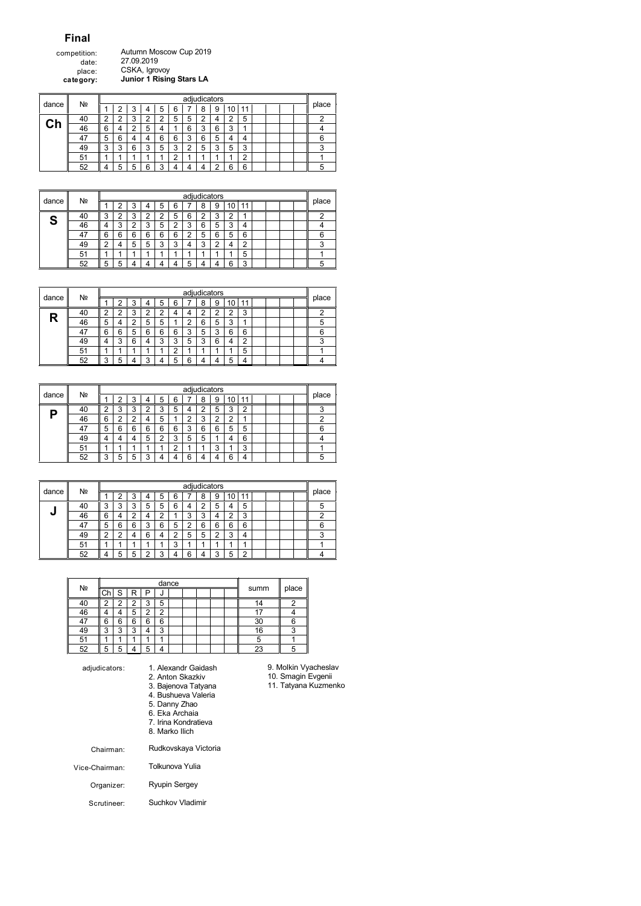# Final

competition: Autumn Moscow Cup 2019
date: 27.09.2019
place: CSKA, Igrovoy
**category: Junior 1 Rising Stars LA**

| dance | № | 1 | 2 | 3 | 4 | 5 | 6 | 7 | 8 | 9 | 10 | 11 | place |
|---|---|---|---|---|---|---|---|---|---|---|---|---|---|
| **Ch** | 40 | 2 | 2 | 3 | 2 | 2 | 5 | 5 | 2 | 4 | 2 | 5 | 2 |
| | 46 | 6 | 4 | 2 | 5 | 4 | 1 | 6 | 3 | 6 | 3 | 1 | 4 |
| | 47 | 5 | 6 | 4 | 4 | 6 | 6 | 3 | 6 | 5 | 4 | 4 | 6 |
| | 49 | 3 | 3 | 6 | 3 | 5 | 3 | 2 | 5 | 3 | 5 | 3 | 3 |
| | 51 | 1 | 1 | 1 | 1 | 1 | 2 | 1 | 1 | 1 | 1 | 2 | 1 |
| | 52 | 4 | 5 | 5 | 6 | 3 | 4 | 4 | 4 | 2 | 6 | 6 | 5 |

| dance | № | 1 | 2 | 3 | 4 | 5 | 6 | 7 | 8 | 9 | 10 | 11 | place |
|---|---|---|---|---|---|---|---|---|---|---|---|---|---|
| **S** | 40 | 3 | 2 | 3 | 2 | 2 | 5 | 6 | 2 | 3 | 2 | 1 | 2 |
| | 46 | 4 | 3 | 2 | 3 | 5 | 2 | 3 | 6 | 5 | 3 | 4 | 4 |
| | 47 | 6 | 6 | 6 | 6 | 6 | 6 | 2 | 5 | 6 | 5 | 6 | 6 |
| | 49 | 2 | 4 | 5 | 5 | 3 | 3 | 4 | 3 | 2 | 4 | 2 | 3 |
| | 51 | 1 | 1 | 1 | 1 | 1 | 1 | 1 | 1 | 1 | 1 | 5 | 1 |
| | 52 | 5 | 5 | 4 | 4 | 4 | 4 | 5 | 4 | 4 | 6 | 3 | 5 |

| dance | № | 1 | 2 | 3 | 4 | 5 | 6 | 7 | 8 | 9 | 10 | 11 | place |
|---|---|---|---|---|---|---|---|---|---|---|---|---|---|
| **R** | 40 | 2 | 2 | 3 | 2 | 2 | 4 | 4 | 2 | 2 | 2 | 3 | 2 |
| | 46 | 5 | 4 | 2 | 5 | 5 | 1 | 2 | 6 | 5 | 3 | 1 | 5 |
| | 47 | 6 | 6 | 5 | 6 | 6 | 6 | 3 | 5 | 3 | 6 | 6 | 6 |
| | 49 | 4 | 3 | 6 | 4 | 3 | 3 | 5 | 3 | 6 | 4 | 2 | 3 |
| | 51 | 1 | 1 | 1 | 1 | 1 | 2 | 1 | 1 | 1 | 1 | 5 | 1 |
| | 52 | 3 | 5 | 4 | 3 | 4 | 5 | 6 | 4 | 4 | 5 | 4 | 4 |

| dance | № | 1 | 2 | 3 | 4 | 5 | 6 | 7 | 8 | 9 | 10 | 11 | place |
|---|---|---|---|---|---|---|---|---|---|---|---|---|---|
| **P** | 40 | 2 | 3 | 3 | 2 | 3 | 5 | 4 | 2 | 5 | 3 | 2 | 3 |
| | 46 | 6 | 2 | 2 | 4 | 5 | 1 | 2 | 3 | 2 | 2 | 1 | 2 |
| | 47 | 5 | 6 | 6 | 6 | 6 | 6 | 3 | 6 | 6 | 5 | 5 | 6 |
| | 49 | 4 | 4 | 4 | 5 | 2 | 3 | 5 | 5 | 1 | 4 | 6 | 4 |
| | 51 | 1 | 1 | 1 | 1 | 1 | 2 | 1 | 1 | 3 | 1 | 3 | 1 |
| | 52 | 3 | 5 | 5 | 3 | 4 | 4 | 6 | 4 | 4 | 6 | 4 | 5 |

| dance | № | 1 | 2 | 3 | 4 | 5 | 6 | 7 | 8 | 9 | 10 | 11 | place |
|---|---|---|---|---|---|---|---|---|---|---|---|---|---|
| **J** | 40 | 3 | 3 | 3 | 5 | 5 | 6 | 4 | 2 | 5 | 4 | 5 | 5 |
| | 46 | 6 | 4 | 2 | 4 | 2 | 1 | 3 | 3 | 4 | 2 | 3 | 2 |
| | 47 | 5 | 6 | 6 | 3 | 6 | 5 | 2 | 6 | 6 | 6 | 6 | 6 |
| | 49 | 2 | 2 | 4 | 6 | 4 | 2 | 5 | 5 | 2 | 3 | 4 | 3 |
| | 51 | 1 | 1 | 1 | 1 | 1 | 3 | 1 | 1 | 1 | 1 | 1 | 1 |
| | 52 | 4 | 5 | 5 | 2 | 3 | 4 | 6 | 4 | 3 | 5 | 2 | 4 |

| № | Ch | S | R | P | J | summ | place |
|---|---|---|---|---|---|---|---|
| 40 | 2 | 2 | 2 | 3 | 5 | 14 | 2 |
| 46 | 4 | 4 | 5 | 2 | 2 | 17 | 4 |
| 47 | 6 | 6 | 6 | 6 | 6 | 30 | 6 |
| 49 | 3 | 3 | 3 | 4 | 3 | 16 | 3 |
| 51 | 1 | 1 | 1 | 1 | 1 | 5 | 1 |
| 52 | 5 | 5 | 4 | 5 | 4 | 23 | 5 |

adjudicators:

1. Alexandr Gaidash
2. Anton Skazkiv
3. Bajenova Tatyana
4. Bushueva Valeria
5. Danny Zhao
6. Eka Archaia
7. Irina Kondratieva
8. Marko Ilich
9. Molkin Vyacheslav
10. Smagin Evgenii
11. Tatyana Kuzmenko

Chairman: Rudkovskaya Victoria

Vice-Chairman: Tolkunova Yulia

Organizer: Ryupin Sergey

Scrutineer: Suchkov Vladimir